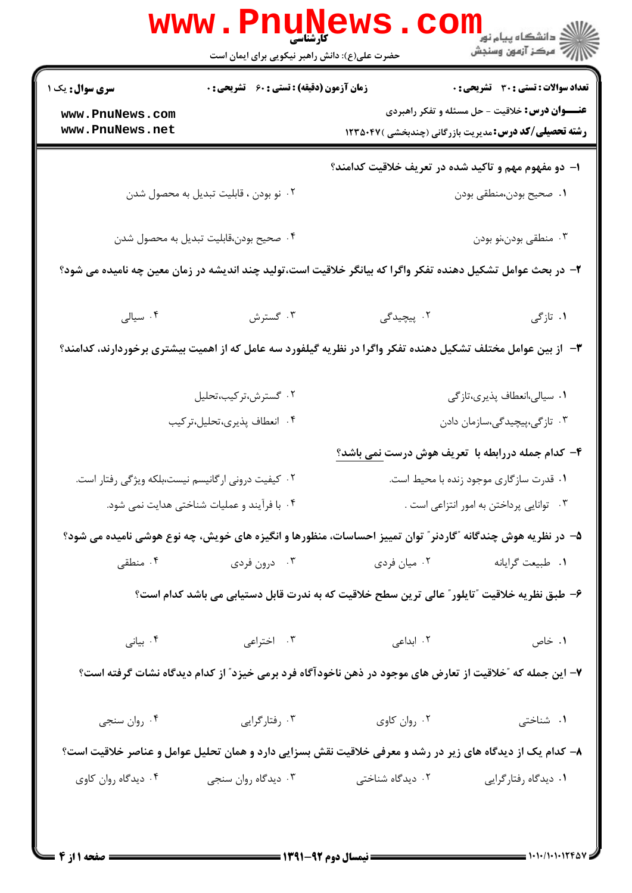**سری سوال:** یک ۱

**زمان آزمون (دقیقه) : تستی : ۶۰ تشریحی : ۰**

**تعداد سوالات : تستی : ۳۰ تشریحی : ۰**

**عنـــوان درس:** خلاقیت - حل مسئله و تفکر راهبردی

**رشته تحصیلی/کد درس:** مدیریت بازرگانی (چندبخشی )۱۲۳۵۰۴۷

۱- دو مفهوم مهم و تاکید شده در تعریف خلاقیت کدامند؟

۱. صحیح بودن،منطقی بودن
۲. نو بودن ، قابلیت تبدیل به محصول شدن
۳. منطقی بودن،نو بودن
۴. صحیح بودن،قابلیت تبدیل به محصول شدن

۲- در بحث عوامل تشکیل دهنده تفکر واگرا که بیانگر خلاقیت است،تولید چند اندیشه در زمان معین چه نامیده می شود؟

۱. تازگی
۲. پیچیدگی
۳. گسترش
۴. سیالی

۳- از بین عوامل مختلف تشکیل دهنده تفکر واگرا در نظریه گیلفورد سه عامل که از اهمیت بیشتری برخوردارند، کدامند؟

۱. سیالی،انعطاف پذیری،تازگی
۲. گسترش،ترکیب،تحلیل
۳. تازگی،پیچیدگی،سازمان دادن
۴. انعطاف پذیری،تحلیل،ترکیب

۴- کدام جمله دررابطه با تعریف هوش درست نمی باشد؟

۱. قدرت سازگاری موجود زنده با محیط است.
۲. کیفیت درونی ارگانیسم نیست،بلکه ویژگی رفتار است.
۳. توانایی پرداختن به امور انتزاعی است .
۴. با فرآیند و عملیات شناختی هدایت نمی شود.

۵- در نظریه هوش چندگانه "گاردنر" توان تمییز احساسات، منظورها و انگیزه های خویش، چه نوع هوشی نامیده می شود؟

۱. طبیعت گرایانه
۲. میان فردی
۳. درون فردی
۴. منطقی

۶- طبق نظریه خلاقیت "تایلور" عالی ترین سطح خلاقیت که به ندرت قابل دستیابی می باشد کدام است؟

۱. خاص
۲. ابداعی
۳. اختراعی
۴. بیانی

۷- این جمله که "خلاقیت از تعارض های موجود در ذهن ناخودآگاه فرد برمی خیزد" از کدام دیدگاه نشات گرفته است؟

۱. شناختی
۲. روان کاوی
۳. رفتارگرایی
۴. روان سنجی

۸- کدام یک از دیدگاه های زیر در رشد و معرفی خلاقیت نقش بسزایی دارد و همان تحلیل عوامل و عناصر خلاقیت است؟

۱. دیدگاه رفتارگرایی
۲. دیدگاه شناختی
۳. دیدگاه روان سنجی
۴. دیدگاه روان کاوی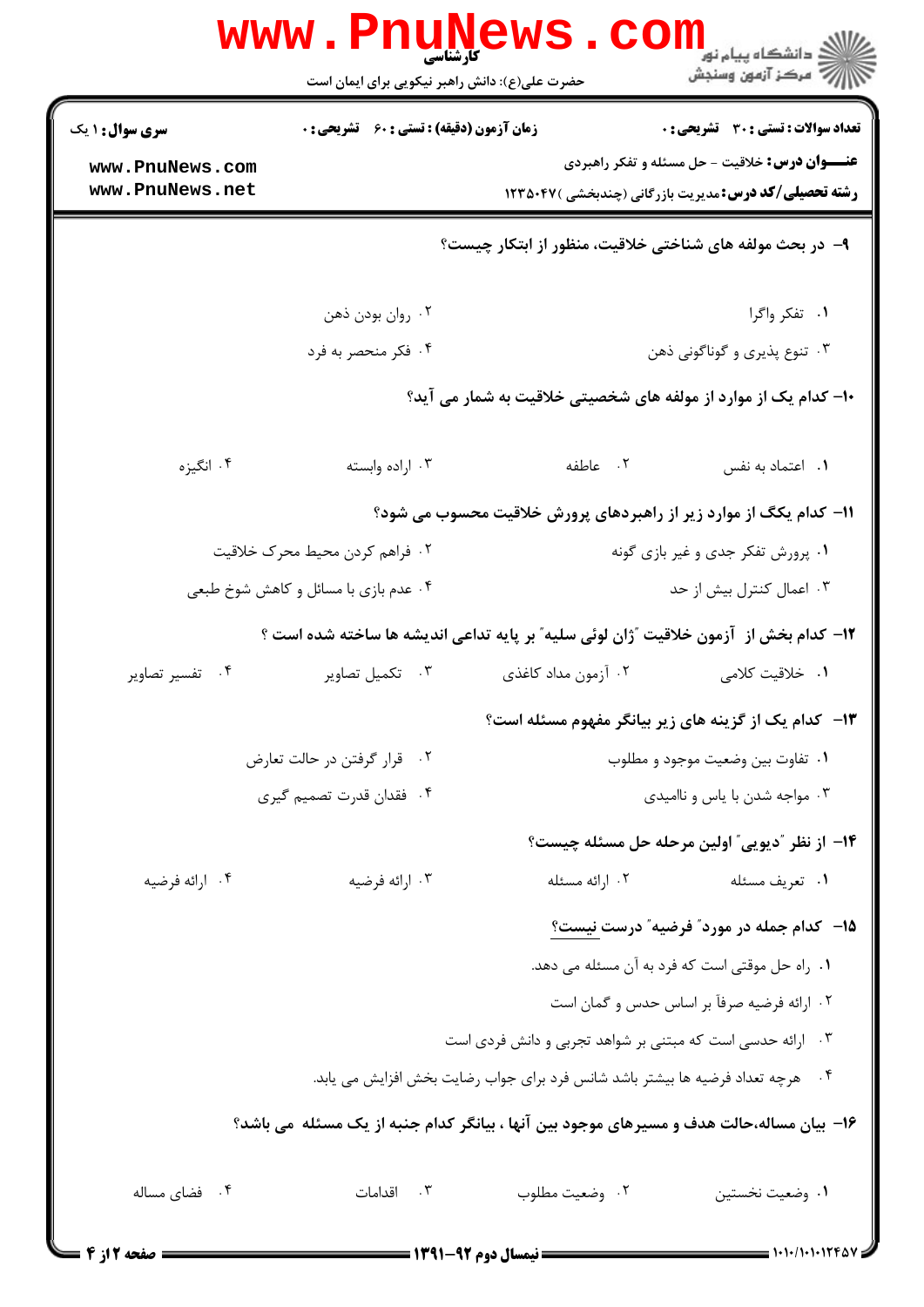**عنـــوان درس:** خلاقیت - حل مسئله و تفکر راهبردی

**رشته تحصیلی/کد درس:** مدیریت بازرگانی (چندبخشی )۱۲۳۵۰۴۷

**سری سوال:** ۱ یک

**زمان آزمون (دقیقه) : تستی : ۶۰ تشریحی : ۰**

**تعداد سوالات : تستی : ۳۰ تشریحی : ۰**

۹- در بحث مولفه های شناختی خلاقیت، منظور از ابتکار چیست؟

۱. تفکر واگرا
۲. روان بودن ذهن
۳. تنوع پذیری و گوناگونی ذهن
۴. فکر منحصر به فرد

۱۰- کدام یک از موارد از مولفه های شخصیتی خلاقیت به شمار می آید؟

۱. اعتماد به نفس
۲. عاطفه
۳. اراده وابسته
۴. انگیزه

۱۱- کدام یکگ از موارد زیر از راهبردهای پرورش خلاقیت محسوب می شود؟

۱. پرورش تفکر جدی و غیر بازی گونه
۲. فراهم کردن محیط محرک خلاقیت
۳. اعمال کنترل بیش از حد
۴. عدم بازی با مسائل و کاهش شوخ طبعی

۱۲- کدام بخش از آزمون خلاقیت "ژان لوئی سلیه" بر پایه تداعی اندیشه ها ساخته شده است ؟

۱. خلاقیت کلامی
۲. آزمون مداد کاغذی
۳. تکمیل تصاویر
۴. تفسیر تصاویر

۱۳- کدام یک از گزینه های زیر بیانگر مفهوم مسئله است؟

۱. تفاوت بین وضعیت موجود و مطلوب
۲. قرار گرفتن در حالت تعارض
۳. مواجه شدن با یاس و ناامیدی
۴. فقدان قدرت تصمیم گیری

۱۴- از نظر "دیویی" اولین مرحله حل مسئله چیست؟

۱. تعریف مسئله
۲. ارائه مسئله
۳. ارائه فرضیه
۴. ارائه فرضیه

۱۵- کدام جمله در مورد" فرضیه" درست نیست؟

۱. راه حل موقتی است که فرد به آن مسئله می دهد.
۲. ارائه فرضیه صرفاً بر اساس حدس و گمان است
۳. ارائه حدسی است که مبتنی بر شواهد تجربی و دانش فردی است
۴. هرچه تعداد فرضیه ها بیشتر باشد شانس فرد برای جواب رضایت بخش افزایش می یابد.

۱۶- بیان مساله،حالت هدف و مسیرهای موجود بین آنها ، بیانگر کدام جنبه از یک مسئله می باشد؟

۱. وضعیت نخستین
۲. وضعیت مطلوب
۳. اقدامات
۴. فضای مساله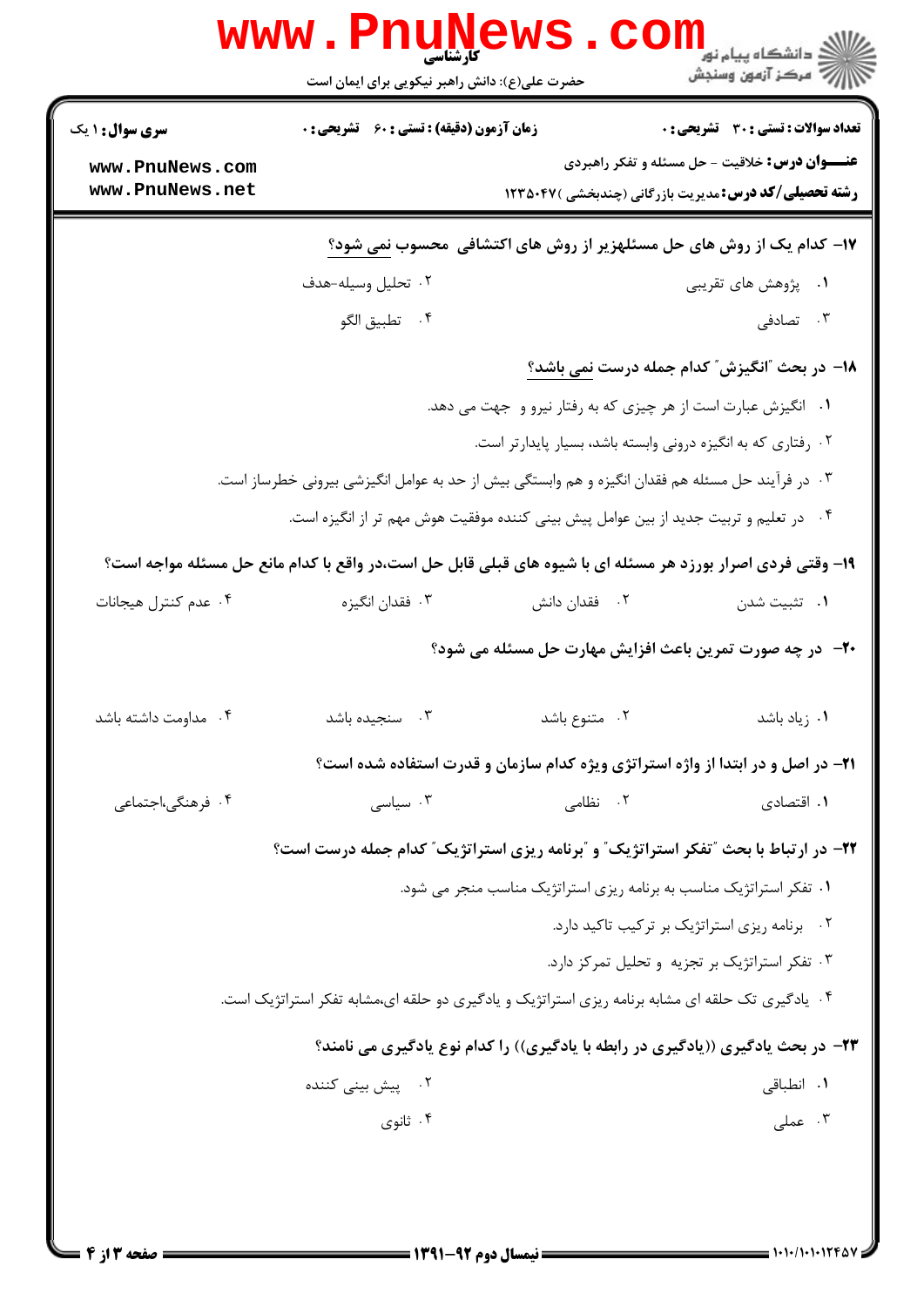**سری سؤال:** ۱ یک | **زمان آزمون (دقیقه):** تستی: ۶۰ تشریحی: ۰ | **تعداد سوالات:** تستی: ۳۰ تشریحی: ۰

**عنوان درس:** خلاقیت - حل مسئله و تفکر راهبردی

**رشته تحصیلی/کد درس:** مدیریت بازرگانی (چندبخشی) ۱۲۳۵۰۴۷

۱۷- کدام یک از روش های حل مسئلهزیر از روش های اکتشافی محسوب نمی شود؟

۱. پژوهش های تقریبی
۲. تحلیل وسیله-هدف
۳. تصادفی
۴. تطبیق الگو

۱۸- در بحث "انگیزش" کدام جمله درست نمی باشد؟

۱. انگیزش عبارت است از هر چیزی که به رفتار نیرو و جهت می دهد.
۲. رفتاری که به انگیزه درونی وابسته باشد، بسیار پایدارتر است.
۳. در فرآیند حل مسئله هم فقدان انگیزه و هم وابستگی بیش از حد به عوامل انگیزشی بیرونی خطرساز است.
۴. در تعلیم و تربیت جدید از بین عوامل پیش بینی کننده موفقیت هوش مهم تر از انگیزه است.

۱۹- وقتی فردی اصرار بورزد هر مسئله ای با شیوه های قبلی قابل حل است،در واقع با کدام مانع حل مسئله مواجه است؟

۱. تثبیت شدن
۲. فقدان دانش
۳. فقدان انگیزه
۴. عدم کنترل هیجانات

۲۰- در چه صورت تمرین باعث افزایش مهارت حل مسئله می شود؟

۱. زیاد باشد
۲. متنوع باشد
۳. سنجیده باشد
۴. مداومت داشته باشد

۲۱- در اصل و در ابتدا از واژه استراتژی ویژه کدام سازمان و قدرت استفاده شده است؟

۱. اقتصادی
۲. نظامی
۳. سیاسی
۴. فرهنگی،اجتماعی

۲۲- در ارتباط با بحث "تفکر استراتژیک" و "برنامه ریزی استراتژیک" کدام جمله درست است؟

۱. تفکر استراتژیک مناسب به برنامه ریزی استراتژیک مناسب منجر می شود.
۲. برنامه ریزی استراتژیک بر ترکیب تاکید دارد.
۳. تفکر استراتژیک بر تجزیه و تحلیل تمرکز دارد.
۴. یادگیری تک حلقه ای مشابه برنامه ریزی استراتژیک و یادگیری دو حلقه ای،مشابه تفکر استراتژیک است.

۲۳- در بحث یادگیری ((یادگیری در رابطه با یادگیری)) را کدام نوع یادگیری می نامند؟

۱. انطباقی
۲. پیش بینی کننده
۳. عملی
۴. ثانوی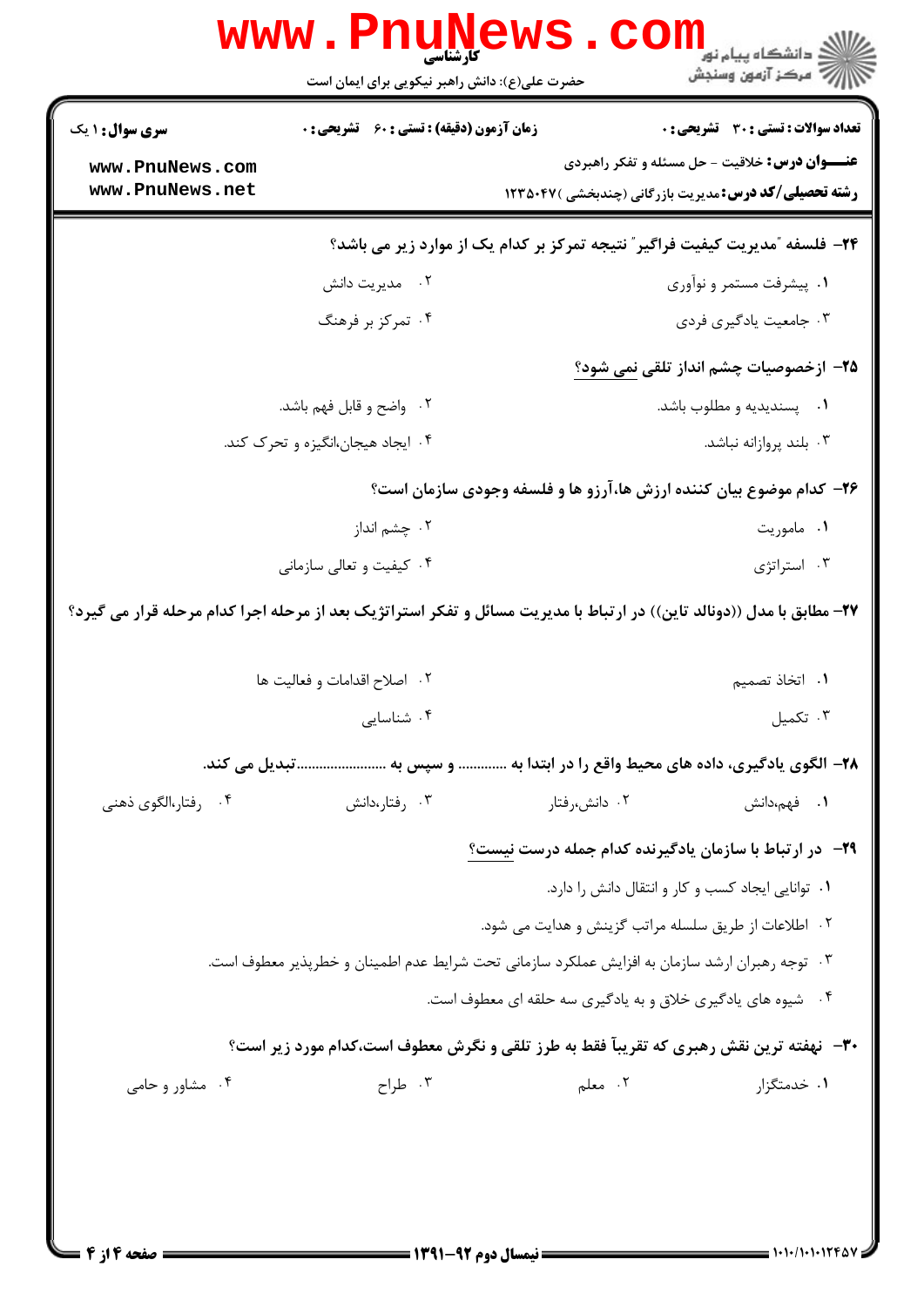۲۴- فلسفه "مدیریت کیفیت فراگیر" نتیجه تمرکز بر کدام یک از موارد زیر می باشد؟

۱. پیشرفت مستمر و نوآوری
۲. مدیریت دانش
۳. جامعیت یادگیری فردی
۴. تمرکز بر فرهنگ

۲۵- ازخصوصیات چشم انداز تلقی نمی شود؟

۱. پسندیده و مطلوب باشد.
۲. واضح و قابل فهم باشد.
۳. بلند پروازانه نباشد.
۴. ایجاد هیجان،انگیزه و تحرک کند.

۲۶- کدام موضوع بیان کننده ارزش ها،آرزو ها و فلسفه وجودی سازمان است؟

۱. ماموریت
۲. چشم انداز
۳. استراتژی
۴. کیفیت و تعالی سازمانی

۲۷- مطابق با مدل ((دونالد تاین)) در ارتباط با مدیریت مسائل و تفکر استراتژیک بعد از مرحله اجرا کدام مرحله قرار می گیرد؟

۱. اتخاذ تصمیم
۲. اصلاح اقدامات و فعالیت ها
۳. تکمیل
۴. شناسایی

۲۸- الگوی یادگیری، داده های محیط واقع را در ابتدا به ............ و سپس به ........................تبدیل می کند.

۱. فهم،دانش
۲. دانش،رفتار
۳. رفتار،دانش
۴. رفتار،الگوی ذهنی

۲۹- در ارتباط با سازمان یادگیرنده کدام جمله درست نیست؟

۱. توانایی ایجاد کسب و کار و انتقال دانش را دارد.
۲. اطلاعات از طریق سلسله مراتب گزینش و هدایت می شود.
۳. توجه رهبران ارشد سازمان به افزایش عملکرد سازمانی تحت شرایط عدم اطمینان و خطرپذیر معطوف است.
۴. شیوه های یادگیری خلاق و به یادگیری سه حلقه ای معطوف است.

۳۰- نهفته ترین نقش رهبری که تقریباً فقط به طرز تلقی و نگرش معطوف است،کدام مورد زیر است؟

۱. خدمتگزار
۲. معلم
۳. طراح
۴. مشاور و حامی